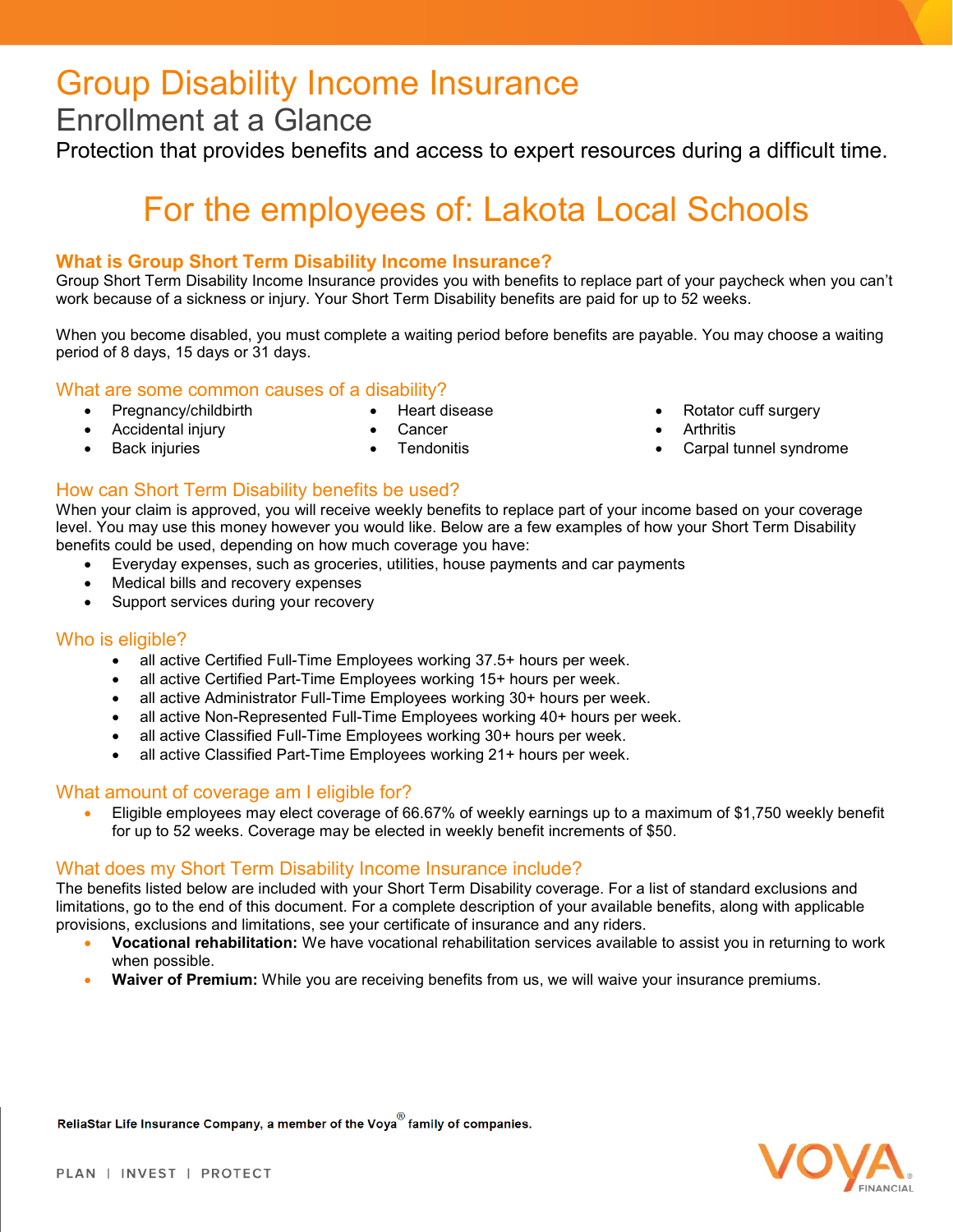# Group Disability Income Insurance

## Enrollment at a Glance

Protection that provides benefits and access to expert resources during a difficult time.

## For the employees of: Lakota Local Schools

### What is Group Short Term Disability Income Insurance?

Group Short Term Disability Income Insurance provides you with benefits to replace part of your paycheck when you can't work because of a sickness or injury. Your Short Term Disability benefits are paid for up to 52 weeks.

When you become disabled, you must complete a waiting period before benefits are payable. You may choose a waiting period of 8 days, 15 days or 31 days.

### What are some common causes of a disability?

- Pregnancy/childbirth
- Accidental injury
- Back injuries
- Heart disease
- Cancer
- Tendonitis
- Rotator cuff surgery
- Arthritis
- Carpal tunnel syndrome

### How can Short Term Disability benefits be used?

When your claim is approved, you will receive weekly benefits to replace part of your income based on your coverage level. You may use this money however you would like. Below are a few examples of how your Short Term Disability benefits could be used, depending on how much coverage you have:

- Everyday expenses, such as groceries, utilities, house payments and car payments
- Medical bills and recovery expenses
- Support services during your recovery

### Who is eligible?

- all active Certified Full-Time Employees working 37.5+ hours per week.
- all active Certified Part-Time Employees working 15+ hours per week.
- all active Administrator Full-Time Employees working 30+ hours per week.
- all active Non-Represented Full-Time Employees working 40+ hours per week.
- all active Classified Full-Time Employees working 30+ hours per week.
- all active Classified Part-Time Employees working 21+ hours per week.

### What amount of coverage am I eligible for?

- Eligible employees may elect coverage of 66.67% of weekly earnings up to a maximum of $1,750 weekly benefit for up to 52 weeks. Coverage may be elected in weekly benefit increments of $50.

### What does my Short Term Disability Income Insurance include?

The benefits listed below are included with your Short Term Disability coverage. For a list of standard exclusions and limitations, go to the end of this document. For a complete description of your available benefits, along with applicable provisions, exclusions and limitations, see your certificate of insurance and any riders.

- **Vocational rehabilitation:** We have vocational rehabilitation services available to assist you in returning to work when possible.
- **Waiver of Premium:** While you are receiving benefits from us, we will waive your insurance premiums.

ReliaStar Life Insurance Company, a member of the Voya® family of companies.

PLAN | INVEST | PROTECT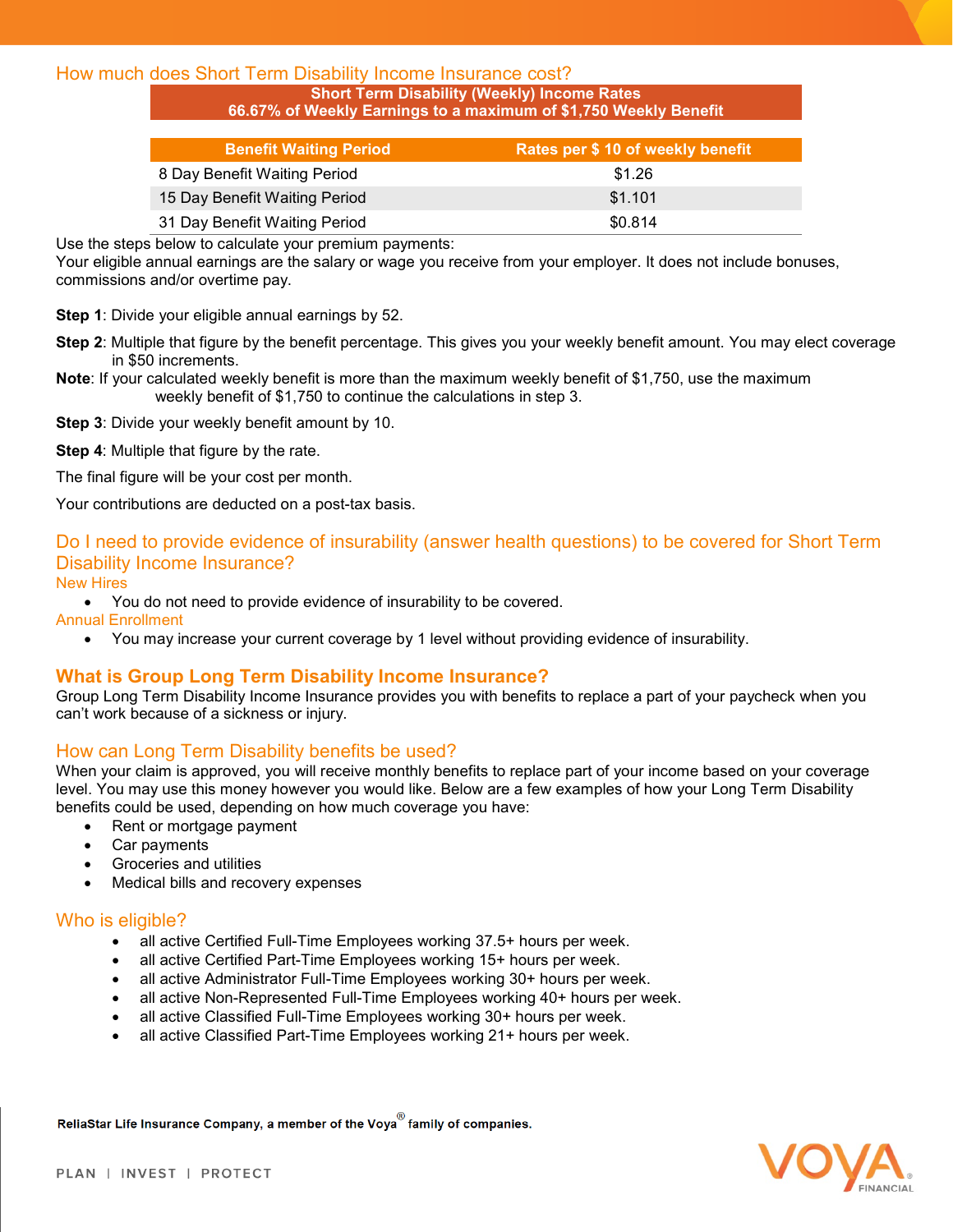## How much does Short Term Disability Income Insurance cost?

| Short Term Disability (Weekly) Income Rates 66.67% of Weekly Earnings to a maximum of $1,750 Weekly Benefit | |
|---|---|
| **Benefit Waiting Period** | **Rates per $ 10 of weekly benefit** |
| 8 Day Benefit Waiting Period | $1.26 |
| 15 Day Benefit Waiting Period | $1.101 |
| 31 Day Benefit Waiting Period | $0.814 |

Use the steps below to calculate your premium payments:
Your eligible annual earnings are the salary or wage you receive from your employer. It does not include bonuses, commissions and/or overtime pay.

**Step 1**: Divide your eligible annual earnings by 52.

**Step 2**: Multiple that figure by the benefit percentage. This gives you your weekly benefit amount. You may elect coverage in $50 increments.

**Note**: If your calculated weekly benefit is more than the maximum weekly benefit of $1,750, use the maximum weekly benefit of $1,750 to continue the calculations in step 3.

**Step 3**: Divide your weekly benefit amount by 10.

**Step 4**: Multiple that figure by the rate.

The final figure will be your cost per month.

Your contributions are deducted on a post-tax basis.

## Do I need to provide evidence of insurability (answer health questions) to be covered for Short Term Disability Income Insurance?

### New Hires

- You do not need to provide evidence of insurability to be covered.

### Annual Enrollment

- You may increase your current coverage by 1 level without providing evidence of insurability.

## What is Group Long Term Disability Income Insurance?

Group Long Term Disability Income Insurance provides you with benefits to replace a part of your paycheck when you can't work because of a sickness or injury.

## How can Long Term Disability benefits be used?

When your claim is approved, you will receive monthly benefits to replace part of your income based on your coverage level. You may use this money however you would like. Below are a few examples of how your Long Term Disability benefits could be used, depending on how much coverage you have:

- Rent or mortgage payment
- Car payments
- Groceries and utilities
- Medical bills and recovery expenses

## Who is eligible?

- all active Certified Full-Time Employees working 37.5+ hours per week.
- all active Certified Part-Time Employees working 15+ hours per week.
- all active Administrator Full-Time Employees working 30+ hours per week.
- all active Non-Represented Full-Time Employees working 40+ hours per week.
- all active Classified Full-Time Employees working 30+ hours per week.
- all active Classified Part-Time Employees working 21+ hours per week.

ReliaStar Life Insurance Company, a member of the Voya® family of companies.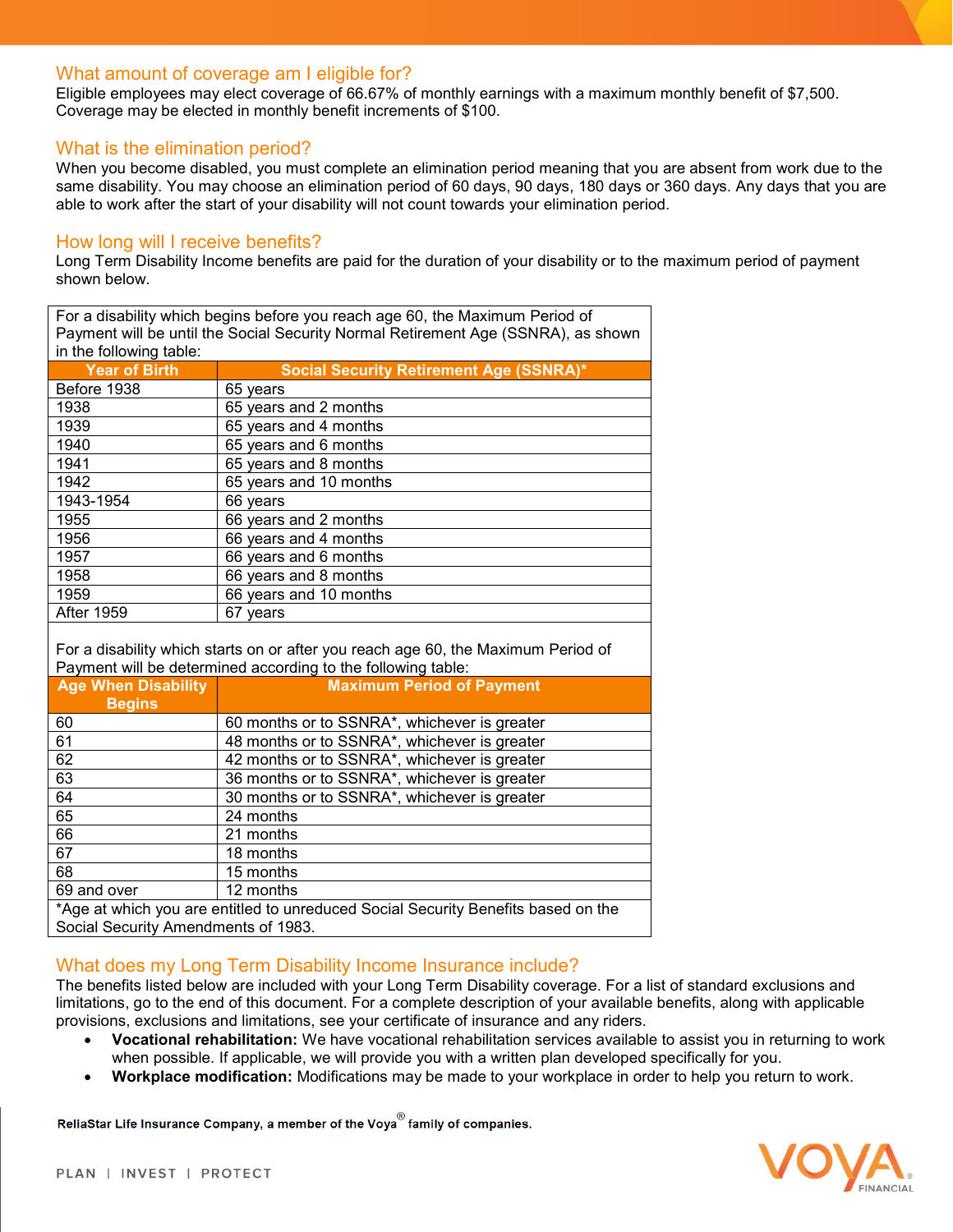## What amount of coverage am I eligible for?

Eligible employees may elect coverage of 66.67% of monthly earnings with a maximum monthly benefit of $7,500. Coverage may be elected in monthly benefit increments of $100.

## What is the elimination period?

When you become disabled, you must complete an elimination period meaning that you are absent from work due to the same disability. You may choose an elimination period of 60 days, 90 days, 180 days or 360 days. Any days that you are able to work after the start of your disability will not count towards your elimination period.

## How long will I receive benefits?

Long Term Disability Income benefits are paid for the duration of your disability or to the maximum period of payment shown below.

For a disability which begins before you reach age 60, the Maximum Period of Payment will be until the Social Security Normal Retirement Age (SSNRA), as shown in the following table:

| Year of Birth | Social Security Retirement Age (SSNRA)* |
|---|---|
| Before 1938 | 65 years |
| 1938 | 65 years and 2 months |
| 1939 | 65 years and 4 months |
| 1940 | 65 years and 6 months |
| 1941 | 65 years and 8 months |
| 1942 | 65 years and 10 months |
| 1943-1954 | 66 years |
| 1955 | 66 years and 2 months |
| 1956 | 66 years and 4 months |
| 1957 | 66 years and 6 months |
| 1958 | 66 years and 8 months |
| 1959 | 66 years and 10 months |
| After 1959 | 67 years |

For a disability which starts on or after you reach age 60, the Maximum Period of Payment will be determined according to the following table:

| Age When Disability Begins | Maximum Period of Payment |
|---|---|
| 60 | 60 months or to SSNRA*, whichever is greater |
| 61 | 48 months or to SSNRA*, whichever is greater |
| 62 | 42 months or to SSNRA*, whichever is greater |
| 63 | 36 months or to SSNRA*, whichever is greater |
| 64 | 30 months or to SSNRA*, whichever is greater |
| 65 | 24 months |
| 66 | 21 months |
| 67 | 18 months |
| 68 | 15 months |
| 69 and over | 12 months |

*Age at which you are entitled to unreduced Social Security Benefits based on the Social Security Amendments of 1983.

## What does my Long Term Disability Income Insurance include?

The benefits listed below are included with your Long Term Disability coverage. For a list of standard exclusions and limitations, go to the end of this document. For a complete description of your available benefits, along with applicable provisions, exclusions and limitations, see your certificate of insurance and any riders.

- **Vocational rehabilitation:** We have vocational rehabilitation services available to assist you in returning to work when possible. If applicable, we will provide you with a written plan developed specifically for you.
- **Workplace modification:** Modifications may be made to your workplace in order to help you return to work.

ReliaStar Life Insurance Company, a member of the Voya® family of companies.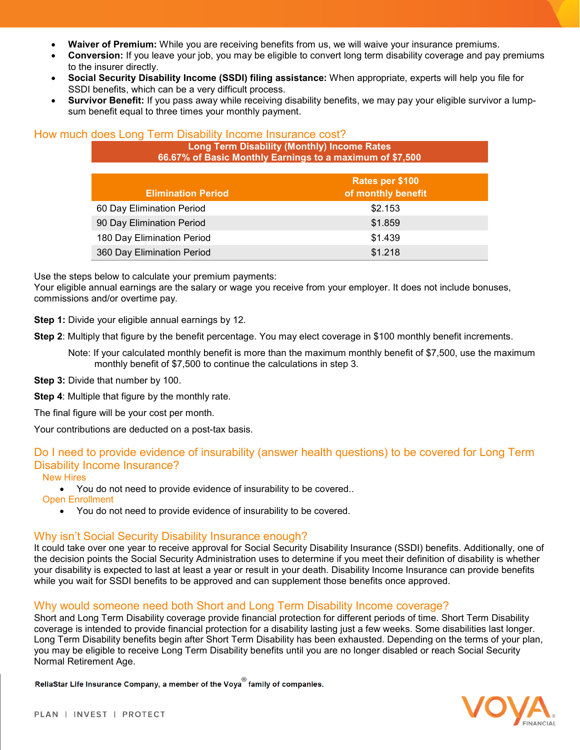- **Waiver of Premium:** While you are receiving benefits from us, we will waive your insurance premiums.
- **Conversion:** If you leave your job, you may be eligible to convert long term disability coverage and pay premiums to the insurer directly.
- **Social Security Disability Income (SSDI) filing assistance:** When appropriate, experts will help you file for SSDI benefits, which can be a very difficult process.
- **Survivor Benefit:** If you pass away while receiving disability benefits, we may pay your eligible survivor a lump-sum benefit equal to three times your monthly payment.

## How much does Long Term Disability Income Insurance cost?

**Long Term Disability (Monthly) Income Rates**
**66.67% of Basic Monthly Earnings to a maximum of $7,500**

| Elimination Period | Rates per $100 of monthly benefit |
|---|---|
| 60 Day Elimination Period | $2.153 |
| 90 Day Elimination Period | $1.859 |
| 180 Day Elimination Period | $1.439 |
| 360 Day Elimination Period | $1.218 |

Use the steps below to calculate your premium payments:
Your eligible annual earnings are the salary or wage you receive from your employer. It does not include bonuses, commissions and/or overtime pay.

**Step 1:** Divide your eligible annual earnings by 12.

**Step 2**: Multiply that figure by the benefit percentage. You may elect coverage in $100 monthly benefit increments.

> Note: If your calculated monthly benefit is more than the maximum monthly benefit of $7,500, use the maximum monthly benefit of $7,500 to continue the calculations in step 3.

**Step 3:** Divide that number by 100.

**Step 4**: Multiple that figure by the monthly rate.

The final figure will be your cost per month.

Your contributions are deducted on a post-tax basis.

## Do I need to provide evidence of insurability (answer health questions) to be covered for Long Term Disability Income Insurance?

### New Hires

- You do not need to provide evidence of insurability to be covered..

### Open Enrollment

- You do not need to provide evidence of insurability to be covered.

## Why isn't Social Security Disability Insurance enough?

It could take over one year to receive approval for Social Security Disability Insurance (SSDI) benefits. Additionally, one of the decision points the Social Security Administration uses to determine if you meet their definition of disability is whether your disability is expected to last at least a year or result in your death. Disability Income Insurance can provide benefits while you wait for SSDI benefits to be approved and can supplement those benefits once approved.

## Why would someone need both Short and Long Term Disability Income coverage?

Short and Long Term Disability coverage provide financial protection for different periods of time. Short Term Disability coverage is intended to provide financial protection for a disability lasting just a few weeks. Some disabilities last longer. Long Term Disability benefits begin after Short Term Disability has been exhausted. Depending on the terms of your plan, you may be eligible to receive Long Term Disability benefits until you are no longer disabled or reach Social Security Normal Retirement Age.

**ReliaStar Life Insurance Company, a member of the Voya® family of companies.**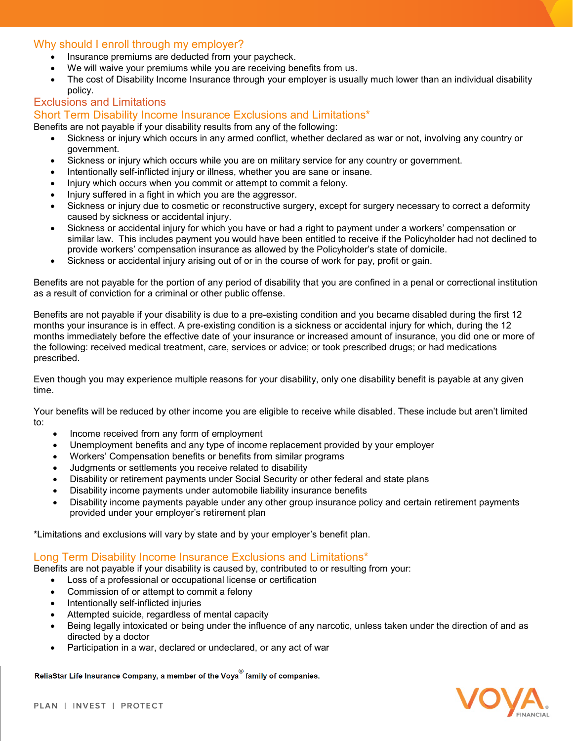## Why should I enroll through my employer?

- Insurance premiums are deducted from your paycheck.
- We will waive your premiums while you are receiving benefits from us.
- The cost of Disability Income Insurance through your employer is usually much lower than an individual disability policy.

## Exclusions and Limitations

### Short Term Disability Income Insurance Exclusions and Limitations*

Benefits are not payable if your disability results from any of the following:

- Sickness or injury which occurs in any armed conflict, whether declared as war or not, involving any country or government.
- Sickness or injury which occurs while you are on military service for any country or government.
- Intentionally self-inflicted injury or illness, whether you are sane or insane.
- Injury which occurs when you commit or attempt to commit a felony.
- Injury suffered in a fight in which you are the aggressor.
- Sickness or injury due to cosmetic or reconstructive surgery, except for surgery necessary to correct a deformity caused by sickness or accidental injury.
- Sickness or accidental injury for which you have or had a right to payment under a workers' compensation or similar law. This includes payment you would have been entitled to receive if the Policyholder had not declined to provide workers' compensation insurance as allowed by the Policyholder's state of domicile.
- Sickness or accidental injury arising out of or in the course of work for pay, profit or gain.

Benefits are not payable for the portion of any period of disability that you are confined in a penal or correctional institution as a result of conviction for a criminal or other public offense.

Benefits are not payable if your disability is due to a pre-existing condition and you became disabled during the first 12 months your insurance is in effect. A pre-existing condition is a sickness or accidental injury for which, during the 12 months immediately before the effective date of your insurance or increased amount of insurance, you did one or more of the following: received medical treatment, care, services or advice; or took prescribed drugs; or had medications prescribed.

Even though you may experience multiple reasons for your disability, only one disability benefit is payable at any given time.

Your benefits will be reduced by other income you are eligible to receive while disabled. These include but aren't limited to:

- Income received from any form of employment
- Unemployment benefits and any type of income replacement provided by your employer
- Workers' Compensation benefits or benefits from similar programs
- Judgments or settlements you receive related to disability
- Disability or retirement payments under Social Security or other federal and state plans
- Disability income payments under automobile liability insurance benefits
- Disability income payments payable under any other group insurance policy and certain retirement payments provided under your employer's retirement plan

*Limitations and exclusions will vary by state and by your employer's benefit plan.

### Long Term Disability Income Insurance Exclusions and Limitations*

Benefits are not payable if your disability is caused by, contributed to or resulting from your:

- Loss of a professional or occupational license or certification
- Commission of or attempt to commit a felony
- Intentionally self-inflicted injuries
- Attempted suicide, regardless of mental capacity
- Being legally intoxicated or being under the influence of any narcotic, unless taken under the direction of and as directed by a doctor
- Participation in a war, declared or undeclared, or any act of war

ReliaStar Life Insurance Company, a member of the Voya® family of companies.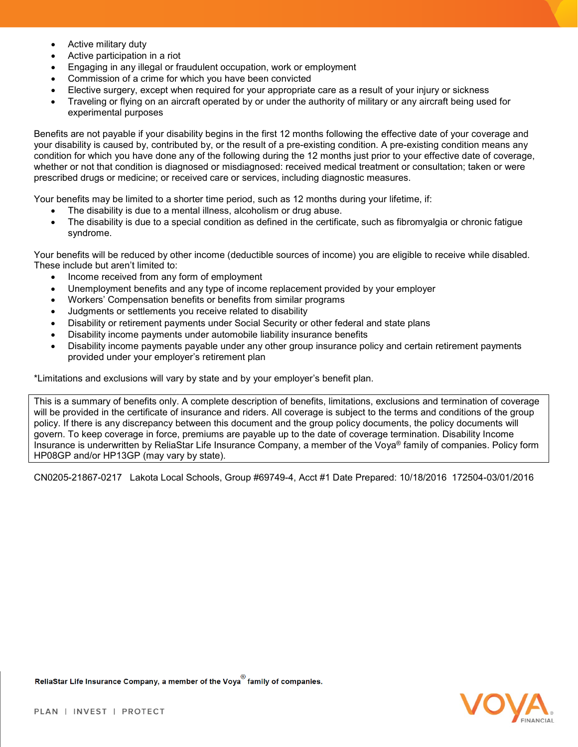- Active military duty
- Active participation in a riot
- Engaging in any illegal or fraudulent occupation, work or employment
- Commission of a crime for which you have been convicted
- Elective surgery, except when required for your appropriate care as a result of your injury or sickness
- Traveling or flying on an aircraft operated by or under the authority of military or any aircraft being used for experimental purposes

Benefits are not payable if your disability begins in the first 12 months following the effective date of your coverage and your disability is caused by, contributed by, or the result of a pre-existing condition. A pre-existing condition means any condition for which you have done any of the following during the 12 months just prior to your effective date of coverage, whether or not that condition is diagnosed or misdiagnosed: received medical treatment or consultation; taken or were prescribed drugs or medicine; or received care or services, including diagnostic measures.

Your benefits may be limited to a shorter time period, such as 12 months during your lifetime, if:

- The disability is due to a mental illness, alcoholism or drug abuse.
- The disability is due to a special condition as defined in the certificate, such as fibromyalgia or chronic fatigue syndrome.

Your benefits will be reduced by other income (deductible sources of income) you are eligible to receive while disabled. These include but aren't limited to:

- Income received from any form of employment
- Unemployment benefits and any type of income replacement provided by your employer
- Workers' Compensation benefits or benefits from similar programs
- Judgments or settlements you receive related to disability
- Disability or retirement payments under Social Security or other federal and state plans
- Disability income payments under automobile liability insurance benefits
- Disability income payments payable under any other group insurance policy and certain retirement payments provided under your employer's retirement plan

*Limitations and exclusions will vary by state and by your employer's benefit plan.

This is a summary of benefits only. A complete description of benefits, limitations, exclusions and termination of coverage will be provided in the certificate of insurance and riders. All coverage is subject to the terms and conditions of the group policy. If there is any discrepancy between this document and the group policy documents, the policy documents will govern. To keep coverage in force, premiums are payable up to the date of coverage termination. Disability Income Insurance is underwritten by ReliaStar Life Insurance Company, a member of the Voya® family of companies. Policy form HP08GP and/or HP13GP (may vary by state).

CN0205-21867-0217 Lakota Local Schools, Group #69749-4, Acct #1 Date Prepared: 10/18/2016 172504-03/01/2016